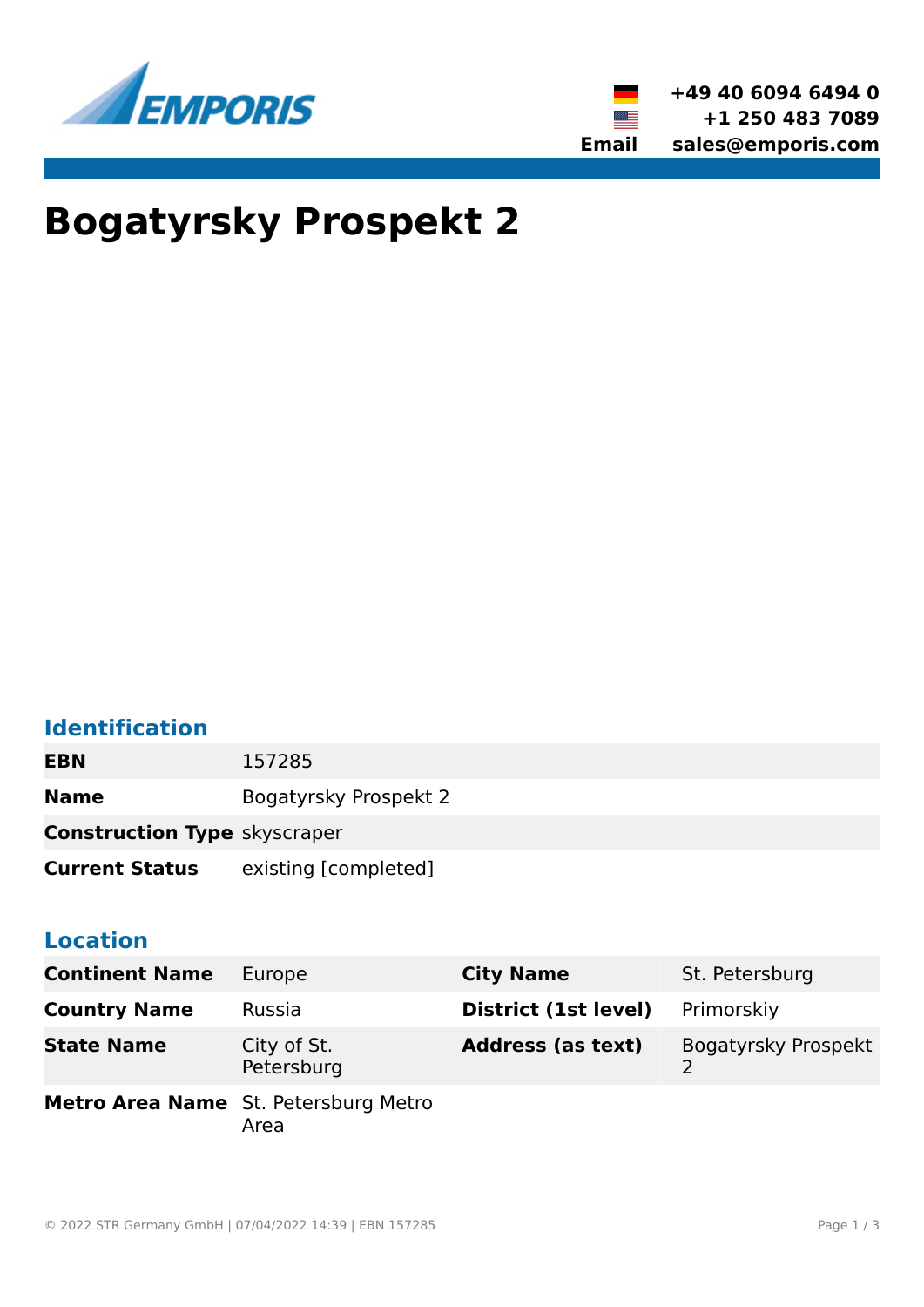+49 40 6094 6494 0
+1 250 483 7089
**Email** sales@emporis.com

# Bogatyrsky Prospekt 2

## Identification

| | |
|---|---|
| **EBN** | 157285 |
| **Name** | Bogatyrsky Prospekt 2 |
| **Construction Type** | skyscraper |
| **Current Status** | existing [completed] |

## Location

| | | | |
|---|---|---|---|
| **Continent Name** | Europe | **City Name** | St. Petersburg |
| **Country Name** | Russia | **District (1st level)** | Primorskiy |
| **State Name** | City of St. Petersburg | **Address (as text)** | Bogatyrsky Prospekt 2 |
| **Metro Area Name** | St. Petersburg Metro Area | | |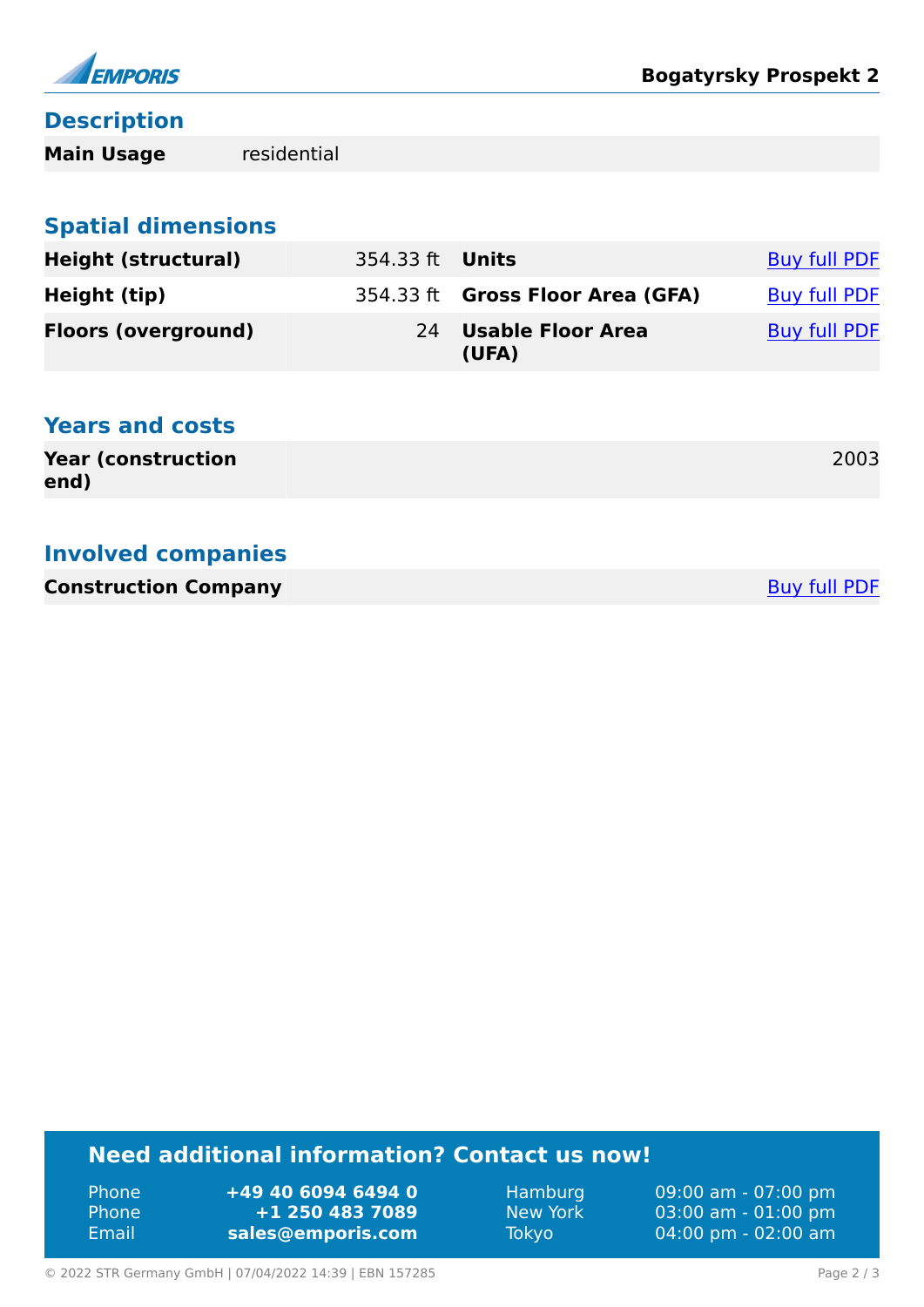## Description

| | |
|---|---|
| **Main Usage** | residential |

## Spatial dimensions

| | | | |
|---|---|---|---|
| **Height (structural)** | 354.33 ft | **Units** | Buy full PDF |
| **Height (tip)** | 354.33 ft | **Gross Floor Area (GFA)** | Buy full PDF |
| **Floors (overground)** | 24 | **Usable Floor Area (UFA)** | Buy full PDF |

## Years and costs

| | |
|---|---|
| **Year (construction end)** | 2003 |

## Involved companies

| | |
|---|---|
| **Construction Company** | Buy full PDF |

## Need additional information? Contact us now!

| | | | |
|---|---|---|---|
| Phone | **+49 40 6094 6494 0** | Hamburg | 09:00 am - 07:00 pm |
| Phone | **+1 250 483 7089** | New York | 03:00 am - 01:00 pm |
| Email | **sales@emporis.com** | Tokyo | 04:00 pm - 02:00 am |

© 2022 STR Germany GmbH | 07/04/2022 14:39 | EBN 157285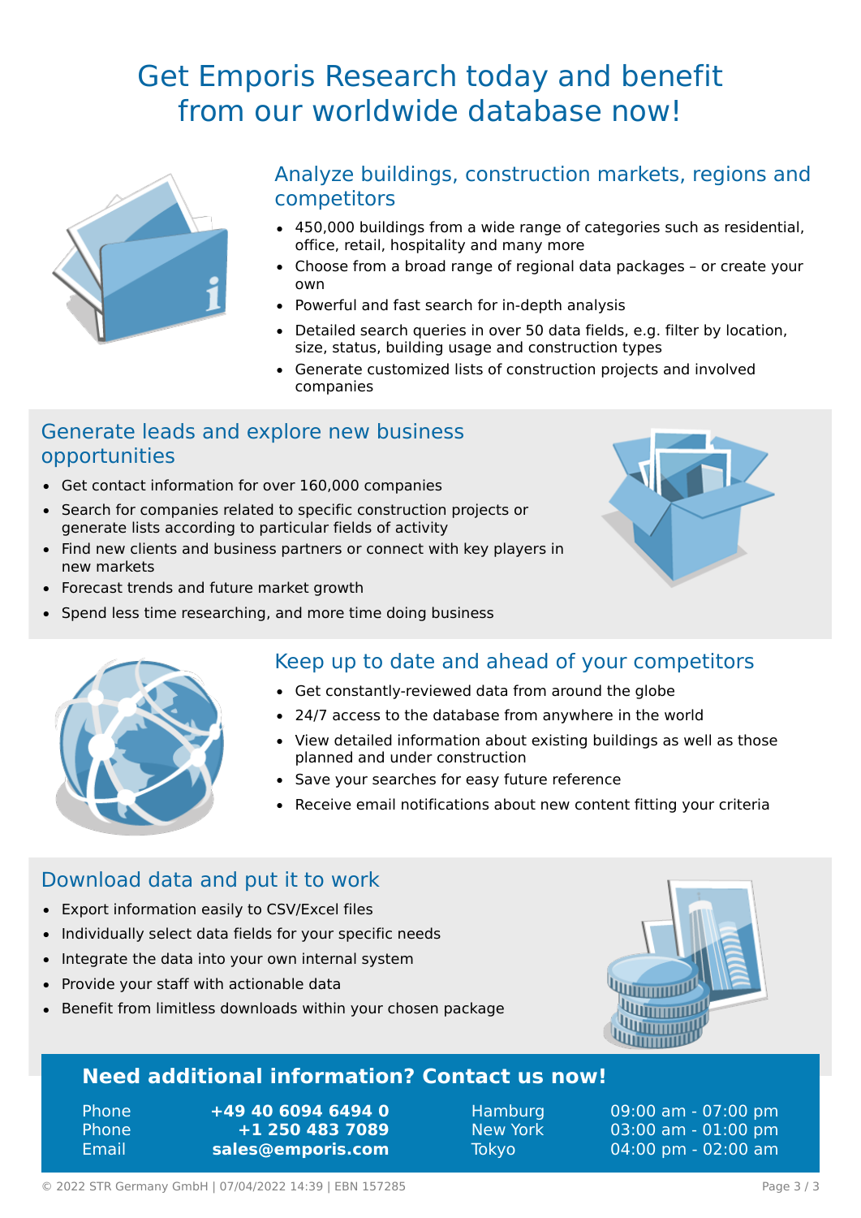# Get Emporis Research today and benefit from our worldwide database now!

## Analyze buildings, construction markets, regions and competitors

- 450,000 buildings from a wide range of categories such as residential, office, retail, hospitality and many more
- Choose from a broad range of regional data packages – or create your own
- Powerful and fast search for in-depth analysis
- Detailed search queries in over 50 data fields, e.g. filter by location, size, status, building usage and construction types
- Generate customized lists of construction projects and involved companies

## Generate leads and explore new business opportunities

- Get contact information for over 160,000 companies
- Search for companies related to specific construction projects or generate lists according to particular fields of activity
- Find new clients and business partners or connect with key players in new markets
- Forecast trends and future market growth
- Spend less time researching, and more time doing business

## Keep up to date and ahead of your competitors

- Get constantly-reviewed data from around the globe
- 24/7 access to the database from anywhere in the world
- View detailed information about existing buildings as well as those planned and under construction
- Save your searches for easy future reference
- Receive email notifications about new content fitting your criteria

## Download data and put it to work

- Export information easily to CSV/Excel files
- Individually select data fields for your specific needs
- Integrate the data into your own internal system
- Provide your staff with actionable data
- Benefit from limitless downloads within your chosen package

## Need additional information? Contact us now!

| | | | |
|---|---|---|---|
| Phone | **+49 40 6094 6494 0** | Hamburg | 09:00 am - 07:00 pm |
| Phone | **+1 250 483 7089** | New York | 03:00 am - 01:00 pm |
| Email | **sales@emporis.com** | Tokyo | 04:00 pm - 02:00 am |

© 2022 STR Germany GmbH | 07/04/2022 14:39 | EBN 157285